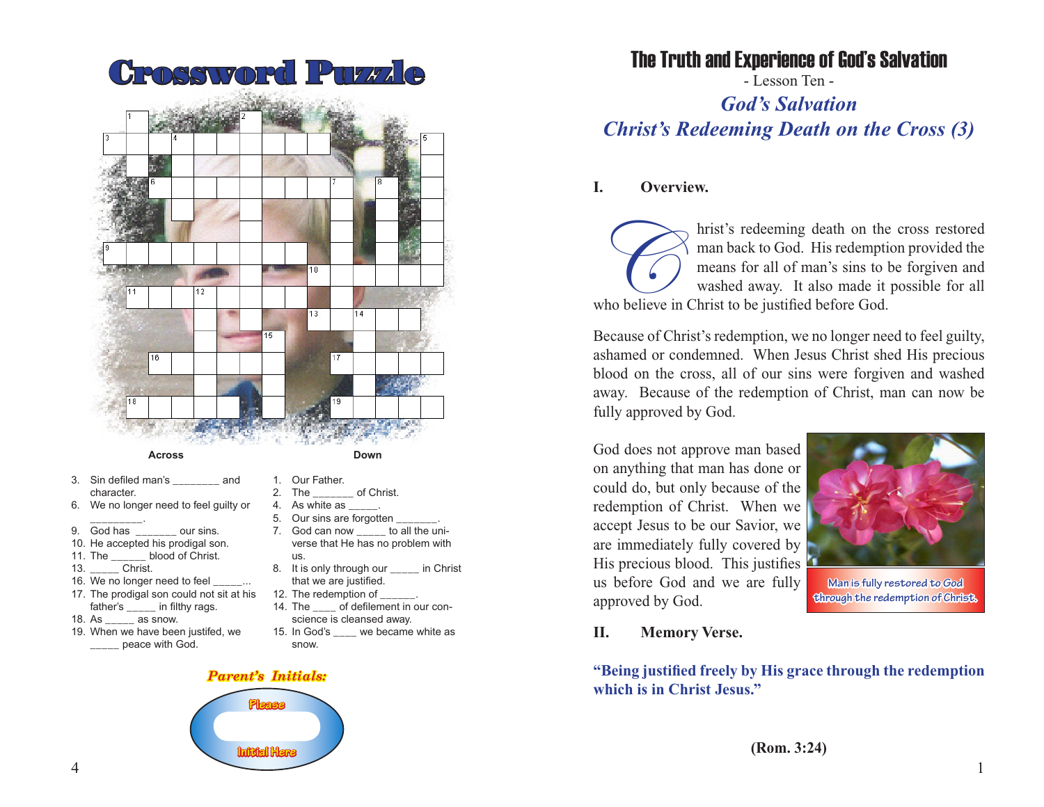# Crossword Puzzle

**Across**

3. Sin defiled man's ________ and character.
6. We no longer need to feel guilty or ________.
9. God has _______ our sins.
10. He accepted his prodigal son.
11. The ______ blood of Christ.
13. _____ Christ.
16. We no longer need to feel _____...
17. The prodigal son could not sit at his father's _____ in filthy rags.
18. As _____ as snow.
19. When we have been justifed, we _____ peace with God.

**Down**

1. Our Father.
2. The _______ of Christ.
4. As white as _____.
5. Our sins are forgotten _______.
7. God can now _____ to all the universe that He has no problem with us.
8. It is only through our _____ in Christ that we are justified.
12. The redemption of ______.
14. The ____ of defilement in our conscience is cleansed away.
15. In God's ____ we became white as snow.

*Parent's Initials:*

Please Initial Here

# The Truth and Experience of God's Salvation

- Lesson Ten -

## *God's Salvation*
## *Christ's Redeeming Death on the Cross (3)*

### I. Overview.

Christ's redeeming death on the cross restored man back to God. His redemption provided the means for all of man's sins to be forgiven and washed away. It also made it possible for all who believe in Christ to be justified before God.

Because of Christ's redemption, we no longer need to feel guilty, ashamed or condemned. When Jesus Christ shed His precious blood on the cross, all of our sins were forgiven and washed away. Because of the redemption of Christ, man can now be fully approved by God.

God does not approve man based on anything that man has done or could do, but only because of the redemption of Christ. When we accept Jesus to be our Savior, we are immediately fully covered by His precious blood. This justifies us before God and we are fully approved by God.

Man is fully restored to God through the redemption of Christ.

### II. Memory Verse.

**"Being justified freely by His grace through the redemption which is in Christ Jesus."**

**(Rom. 3:24)**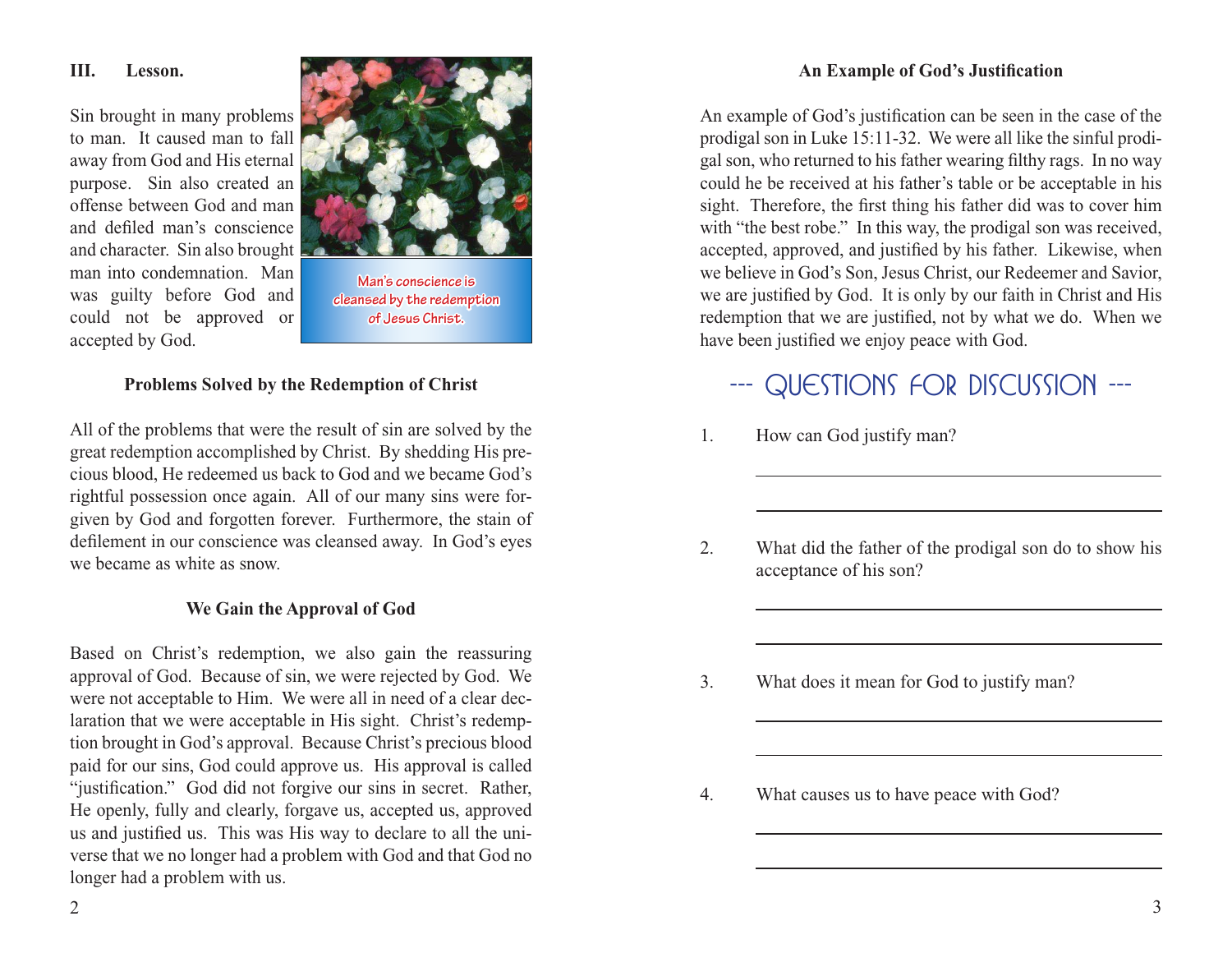## III. Lesson.

Sin brought in many problems to man. It caused man to fall away from God and His eternal purpose. Sin also created an offense between God and man and defiled man's conscience and character. Sin also brought man into condemnation. Man was guilty before God and could not be approved or accepted by God.

Man's conscience is cleansed by the redemption of Jesus Christ.

### Problems Solved by the Redemption of Christ

All of the problems that were the result of sin are solved by the great redemption accomplished by Christ. By shedding His precious blood, He redeemed us back to God and we became God's rightful possession once again. All of our many sins were forgiven by God and forgotten forever. Furthermore, the stain of defilement in our conscience was cleansed away. In God's eyes we became as white as snow.

### We Gain the Approval of God

Based on Christ's redemption, we also gain the reassuring approval of God. Because of sin, we were rejected by God. We were not acceptable to Him. We were all in need of a clear declaration that we were acceptable in His sight. Christ's redemption brought in God's approval. Because Christ's precious blood paid for our sins, God could approve us. His approval is called "justification." God did not forgive our sins in secret. Rather, He openly, fully and clearly, forgave us, accepted us, approved us and justified us. This was His way to declare to all the universe that we no longer had a problem with God and that God no longer had a problem with us.

### An Example of God's Justification

An example of God's justification can be seen in the case of the prodigal son in Luke 15:11-32. We were all like the sinful prodigal son, who returned to his father wearing filthy rags. In no way could he be received at his father's table or be acceptable in his sight. Therefore, the first thing his father did was to cover him with "the best robe." In this way, the prodigal son was received, accepted, approved, and justified by his father. Likewise, when we believe in God's Son, Jesus Christ, our Redeemer and Savior, we are justified by God. It is only by our faith in Christ and His redemption that we are justified, not by what we do. When we have been justified we enjoy peace with God.

## --- QUESTIONS FOR DISCUSSION ---

1. How can God justify man?

_______________________________________

_______________________________________

2. What did the father of the prodigal son do to show his acceptance of his son?

_______________________________________

_______________________________________

3. What does it mean for God to justify man?

_______________________________________

_______________________________________

4. What causes us to have peace with God?

_______________________________________

_______________________________________